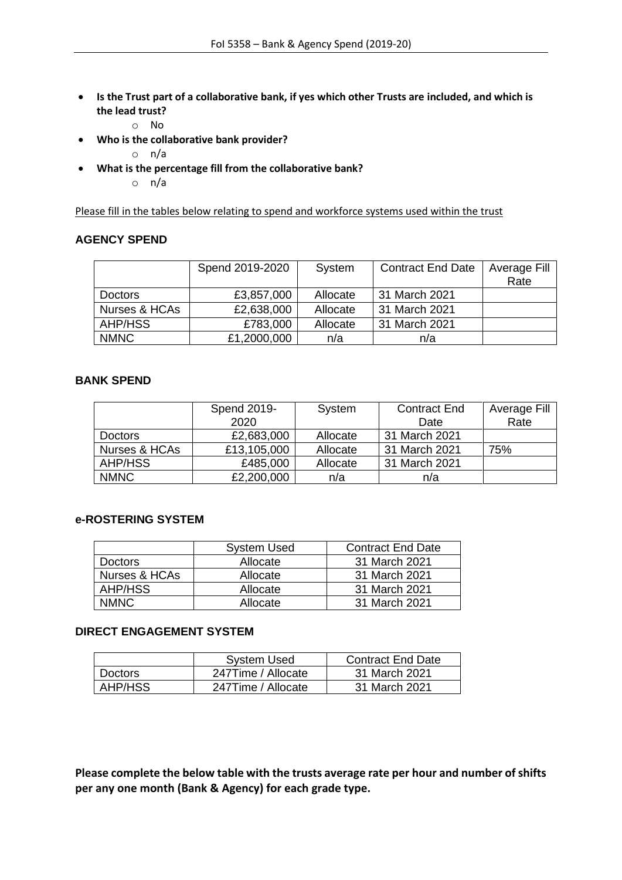- **Is the Trust part of a collaborative bank, if yes which other Trusts are included, and which is the lead trust?**
    - No
- **Who is the collaborative bank provider?**
    - n/a
- **What is the percentage fill from the collaborative bank?**
    - n/a

Please fill in the tables below relating to spend and workforce systems used within the trust

### AGENCY SPEND

| | Spend 2019-2020 | System | Contract End Date | Average Fill Rate |
|---|---|---|---|---|
| Doctors | £3,857,000 | Allocate | 31 March 2021 | |
| Nurses & HCAs | £2,638,000 | Allocate | 31 March 2021 | |
| AHP/HSS | £783,000 | Allocate | 31 March 2021 | |
| NMNC | £1,2000,000 | n/a | n/a | |

### BANK SPEND

| | Spend 2019-2020 | System | Contract End Date | Average Fill Rate |
|---|---|---|---|---|
| Doctors | £2,683,000 | Allocate | 31 March 2021 | |
| Nurses & HCAs | £13,105,000 | Allocate | 31 March 2021 | 75% |
| AHP/HSS | £485,000 | Allocate | 31 March 2021 | |
| NMNC | £2,200,000 | n/a | n/a | |

### e-ROSTERING SYSTEM

| | System Used | Contract End Date |
|---|---|---|
| Doctors | Allocate | 31 March 2021 |
| Nurses & HCAs | Allocate | 31 March 2021 |
| AHP/HSS | Allocate | 31 March 2021 |
| NMNC | Allocate | 31 March 2021 |

### DIRECT ENGAGEMENT SYSTEM

| | System Used | Contract End Date |
|---|---|---|
| Doctors | 247Time / Allocate | 31 March 2021 |
| AHP/HSS | 247Time / Allocate | 31 March 2021 |

**Please complete the below table with the trusts average rate per hour and number of shifts per any one month (Bank & Agency) for each grade type.**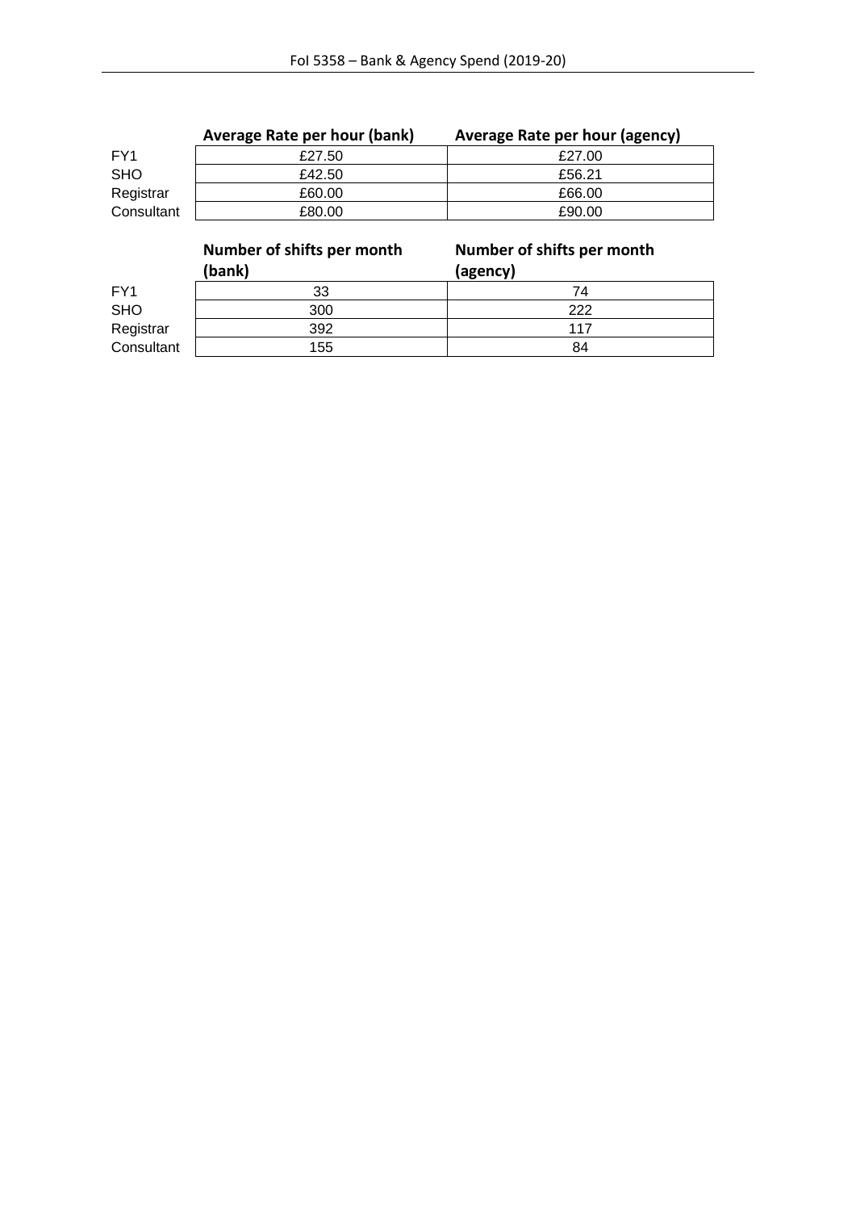| | Average Rate per hour (bank) | Average Rate per hour (agency) |
|---|---|---|
| FY1 | £27.50 | £27.00 |
| SHO | £42.50 | £56.21 |
| Registrar | £60.00 | £66.00 |
| Consultant | £80.00 | £90.00 |

| | Number of shifts per month (bank) | Number of shifts per month (agency) |
|---|---|---|
| FY1 | 33 | 74 |
| SHO | 300 | 222 |
| Registrar | 392 | 117 |
| Consultant | 155 | 84 |